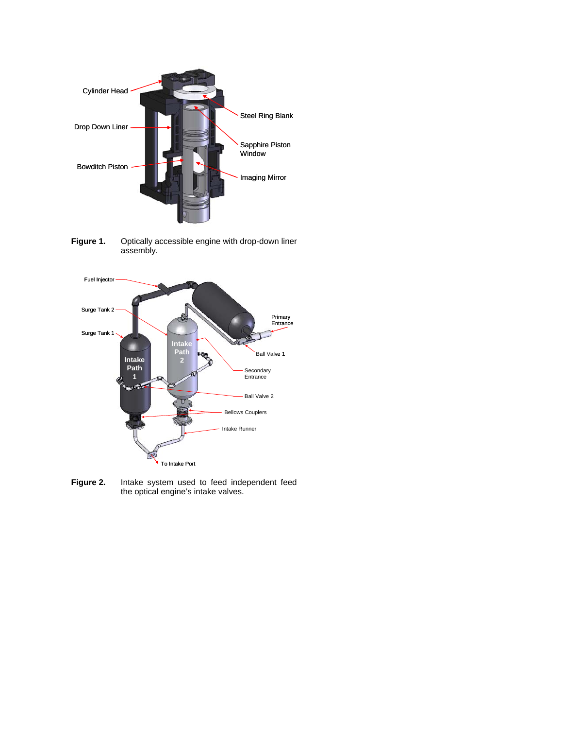**Figure 1.** Optically accessible engine with drop-down liner assembly.

**Figure 2.** Intake system used to feed independent feed the optical engine's intake valves.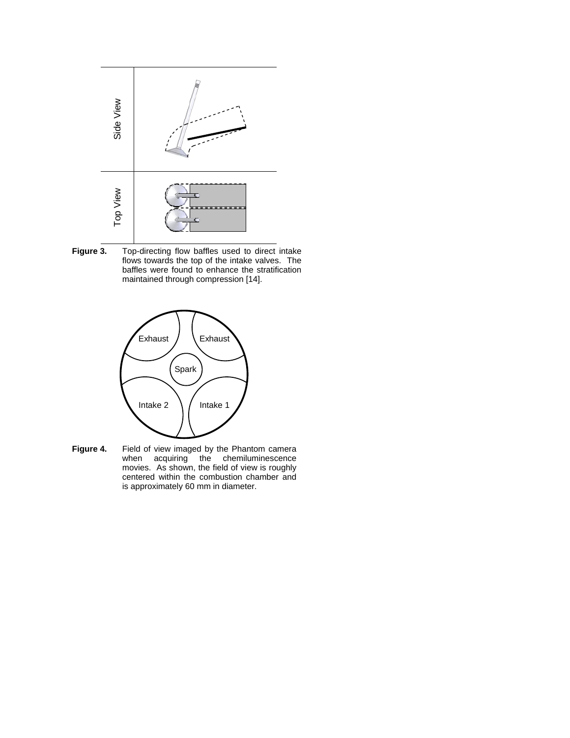**Figure 3.** Top-directing flow baffles used to direct intake flows towards the top of the intake valves. The baffles were found to enhance the stratification maintained through compression [14].

**Figure 4.** Field of view imaged by the Phantom camera when acquiring the chemiluminescence movies. As shown, the field of view is roughly centered within the combustion chamber and is approximately 60 mm in diameter.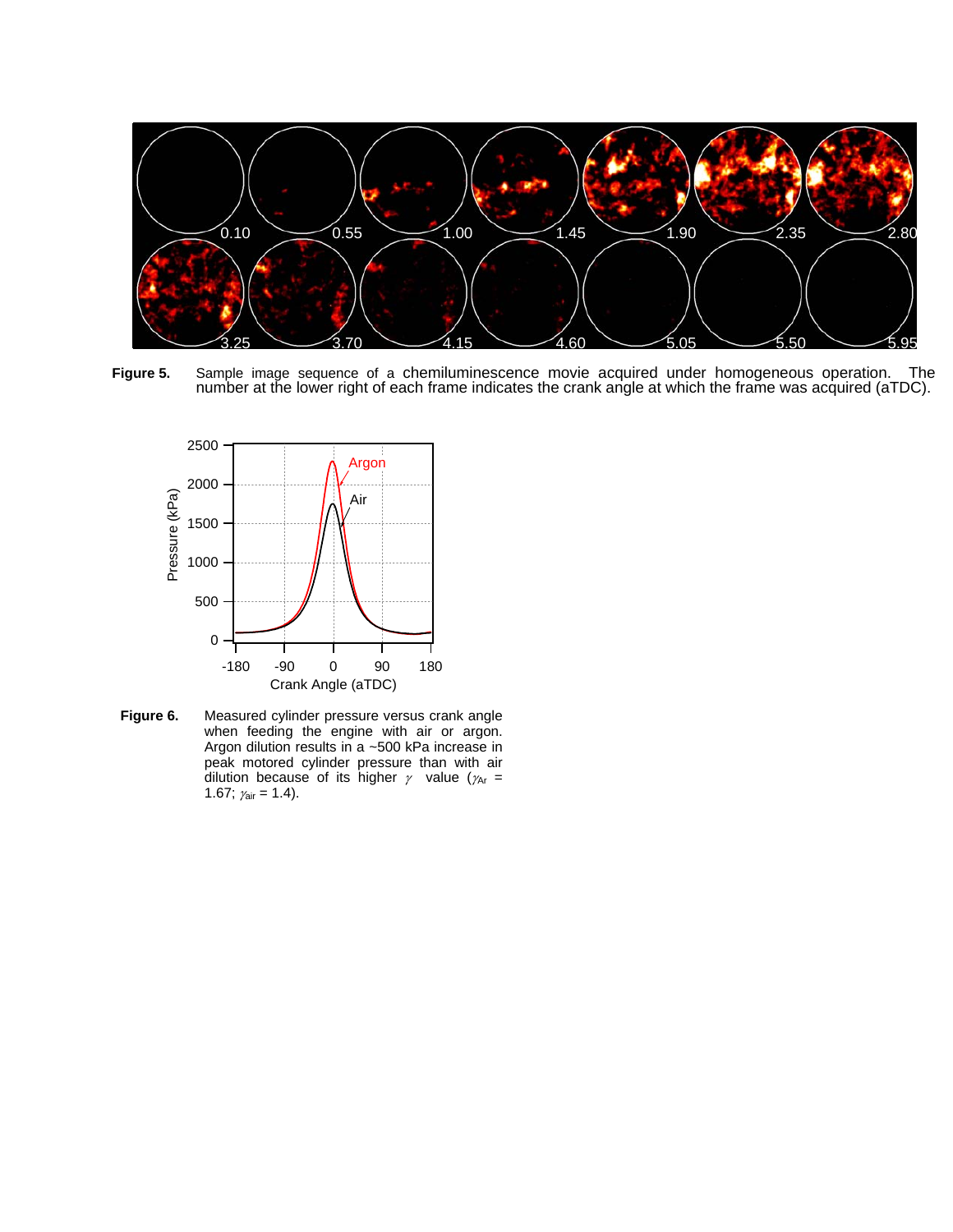**Figure 5.** Sample image sequence of a chemiluminescence movie acquired under homogeneous operation. The number at the lower right of each frame indicates the crank angle at which the frame was acquired (aTDC).

**Figure 6.** Measured cylinder pressure versus crank angle when feeding the engine with air or argon. Argon dilution results in a ~500 kPa increase in peak motored cylinder pressure than with air dilution because of its higher $\gamma$ value ($\gamma_{Ar}$ = 1.67; $\gamma_{air}$ = 1.4).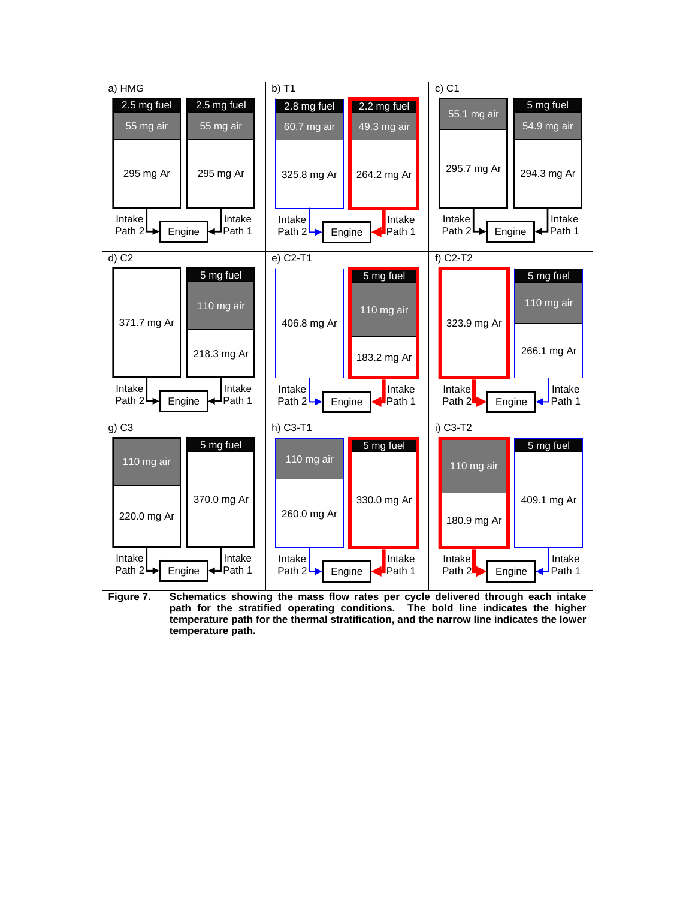a) HMG

| Intake Path 2 | Intake Path 1 |
|---|---|
| 2.5 mg fuel | 2.5 mg fuel |
| 55 mg air | 55 mg air |
| 295 mg Ar | 295 mg Ar |

b) T1

| Intake Path 2 | Intake Path 1 |
|---|---|
| 2.8 mg fuel | 2.2 mg fuel |
| 60.7 mg air | 49.3 mg air |
| 325.8 mg Ar | 264.2 mg Ar |

c) C1

| Intake Path 2 | Intake Path 1 |
|---|---|
| | 5 mg fuel |
| 55.1 mg air | 54.9 mg air |
| 295.7 mg Ar | 294.3 mg Ar |

d) C2

| Intake Path 2 | Intake Path 1 |
|---|---|
| | 5 mg fuel |
| | 110 mg air |
| 371.7 mg Ar | 218.3 mg Ar |

e) C2-T1

| Intake Path 2 | Intake Path 1 |
|---|---|
| | 5 mg fuel |
| | 110 mg air |
| 406.8 mg Ar | 183.2 mg Ar |

f) C2-T2

| Intake Path 2 | Intake Path 1 |
|---|---|
| | 5 mg fuel |
| | 110 mg air |
| 323.9 mg Ar | 266.1 mg Ar |

g) C3

| Intake Path 2 | Intake Path 1 |
|---|---|
| | 5 mg fuel |
| 110 mg air | |
| 220.0 mg Ar | 370.0 mg Ar |

h) C3-T1

| Intake Path 2 | Intake Path 1 |
|---|---|
| | 5 mg fuel |
| 110 mg air | |
| 260.0 mg Ar | 330.0 mg Ar |

i) C3-T2

| Intake Path 2 | Intake Path 1 |
|---|---|
| | 5 mg fuel |
| 110 mg air | |
| 180.9 mg Ar | 409.1 mg Ar |

**Figure 7. Schematics showing the mass flow rates per cycle delivered through each intake path for the stratified operating conditions. The bold line indicates the higher temperature path for the thermal stratification, and the narrow line indicates the lower temperature path.**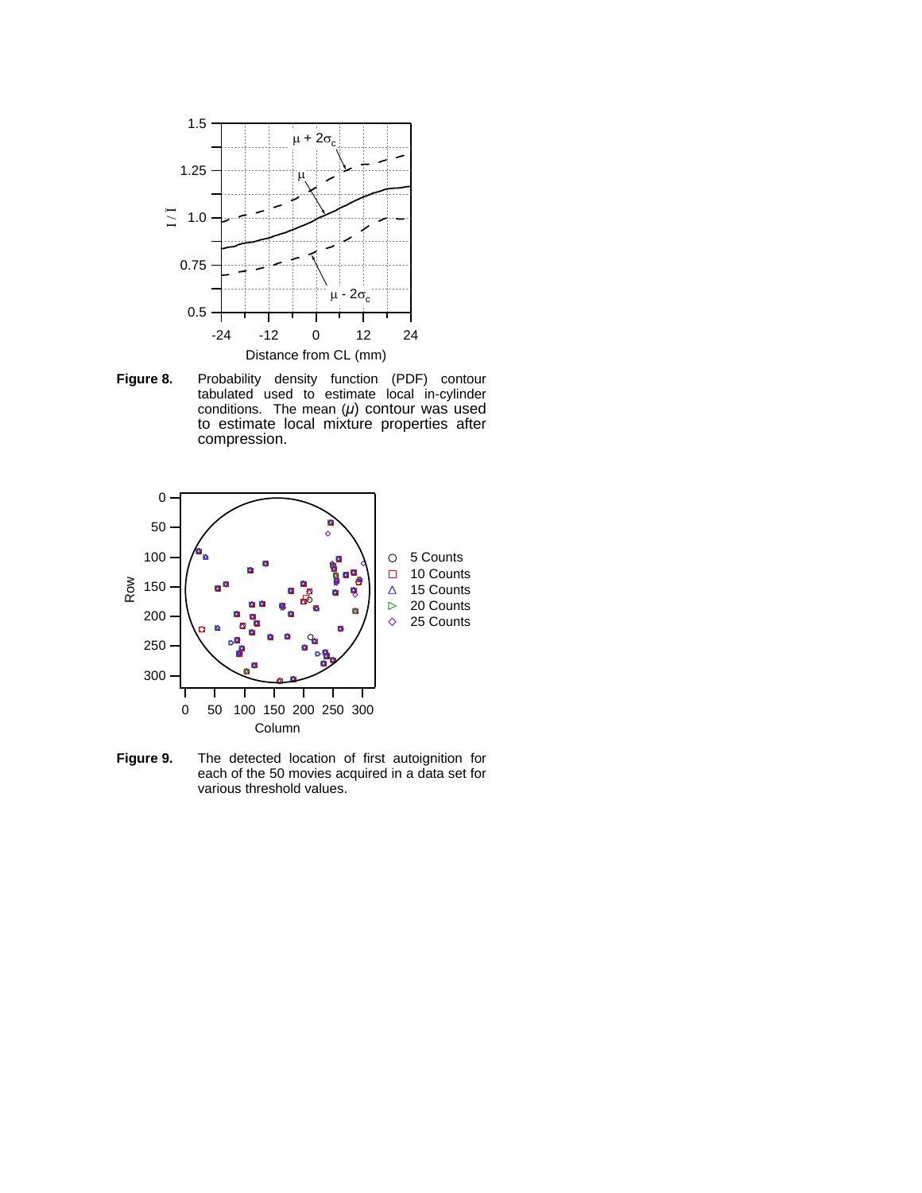**Figure 8.** Probability density function (PDF) contour tabulated used to estimate local in-cylinder conditions. The mean ($\mu$) contour was used to estimate local mixture properties after compression.

**Figure 9.** The detected location of first autoignition for each of the 50 movies acquired in a data set for various threshold values.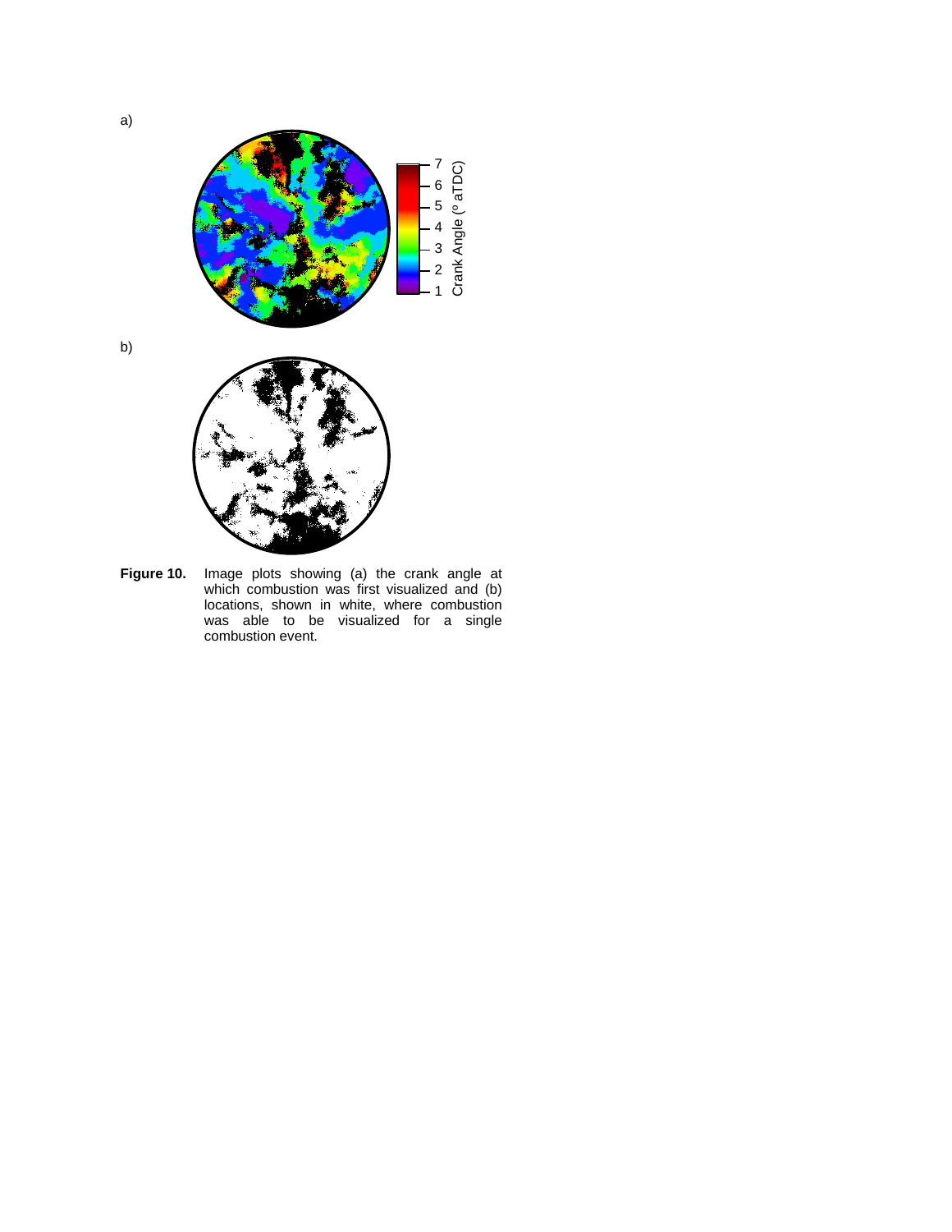**Figure 10.** Image plots showing (a) the crank angle at which combustion was first visualized and (b) locations, shown in white, where combustion was able to be visualized for a single combustion event.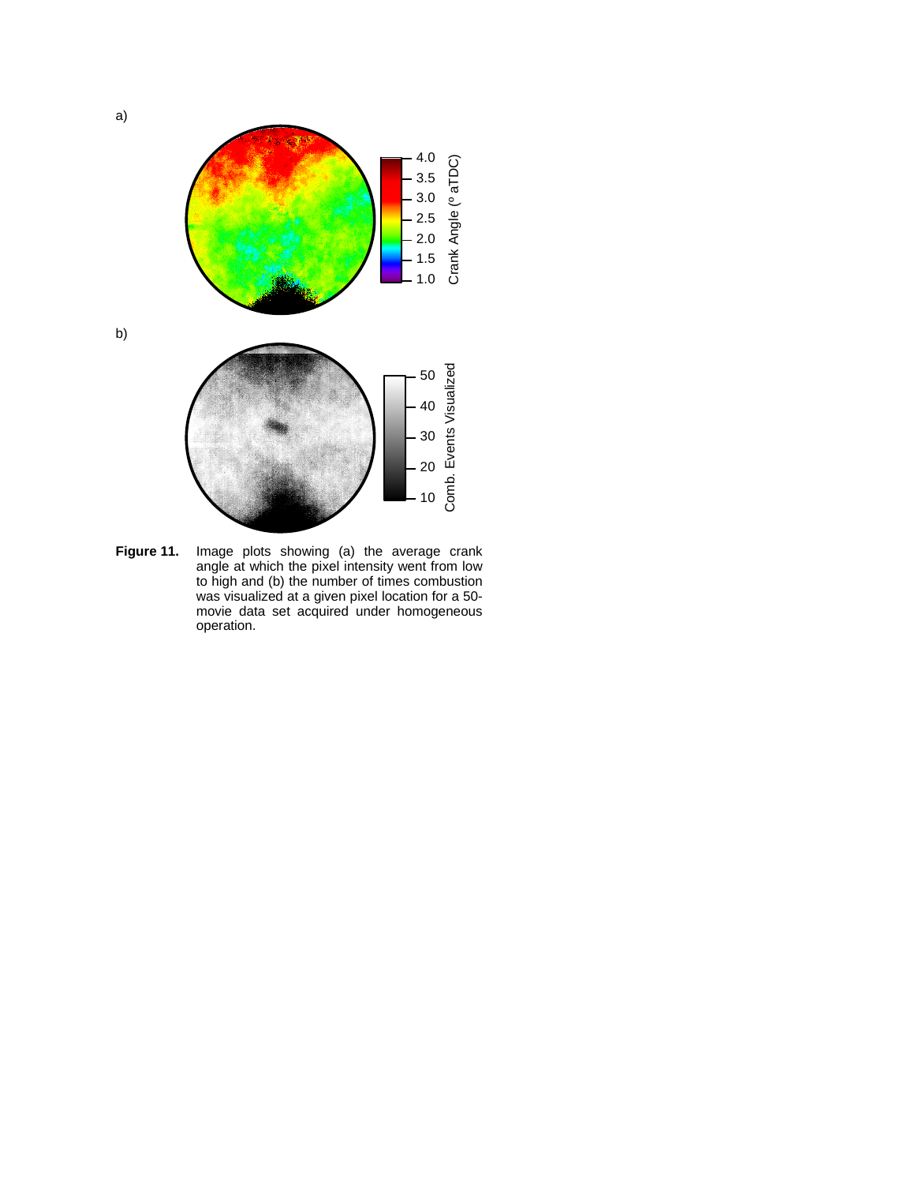**Figure 11.** Image plots showing (a) the average crank angle at which the pixel intensity went from low to high and (b) the number of times combustion was visualized at a given pixel location for a 50-movie data set acquired under homogeneous operation.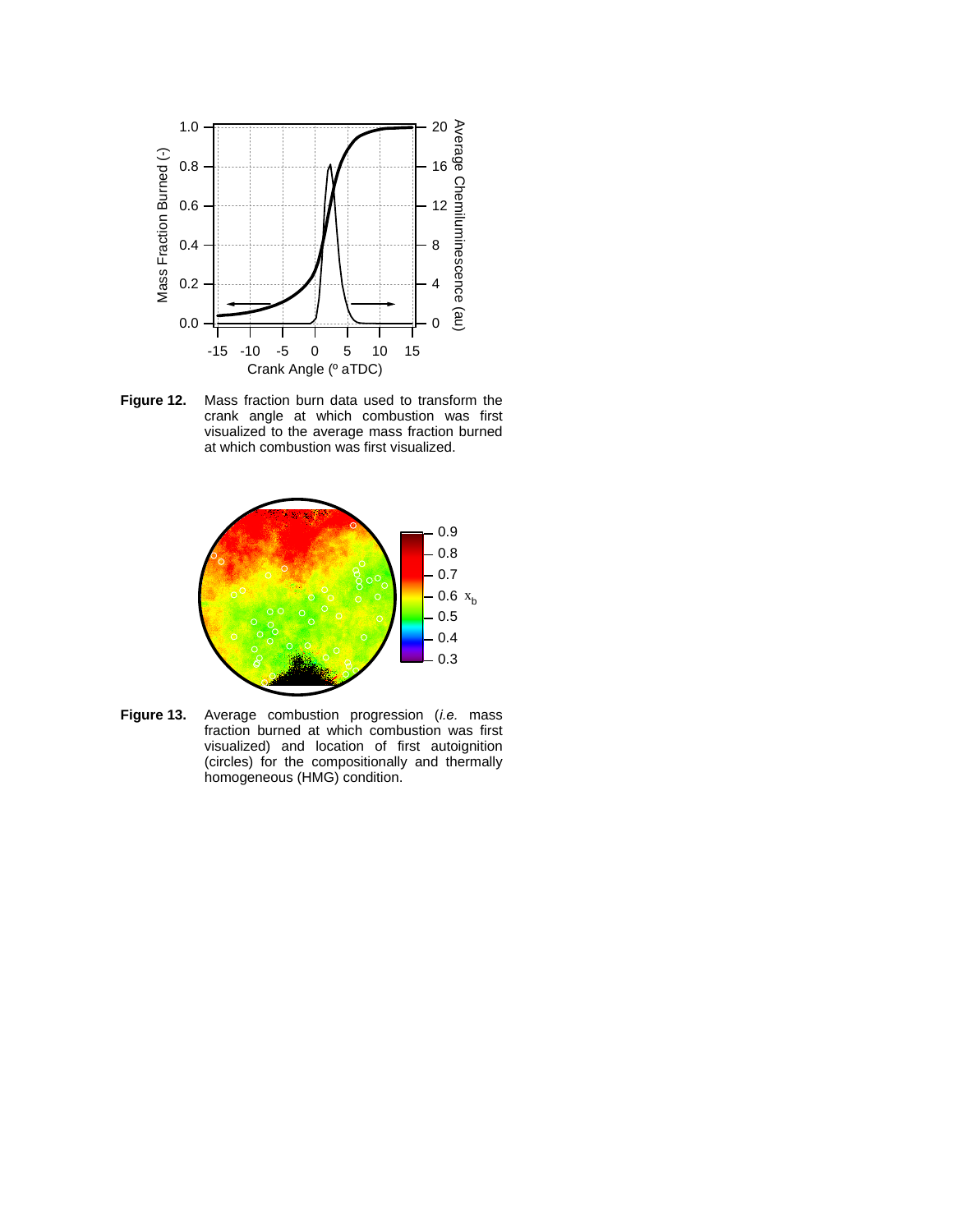**Figure 12.** Mass fraction burn data used to transform the crank angle at which combustion was first visualized to the average mass fraction burned at which combustion was first visualized.

**Figure 13.** Average combustion progression (*i.e.* mass fraction burned at which combustion was first visualized) and location of first autoignition (circles) for the compositionally and thermally homogeneous (HMG) condition.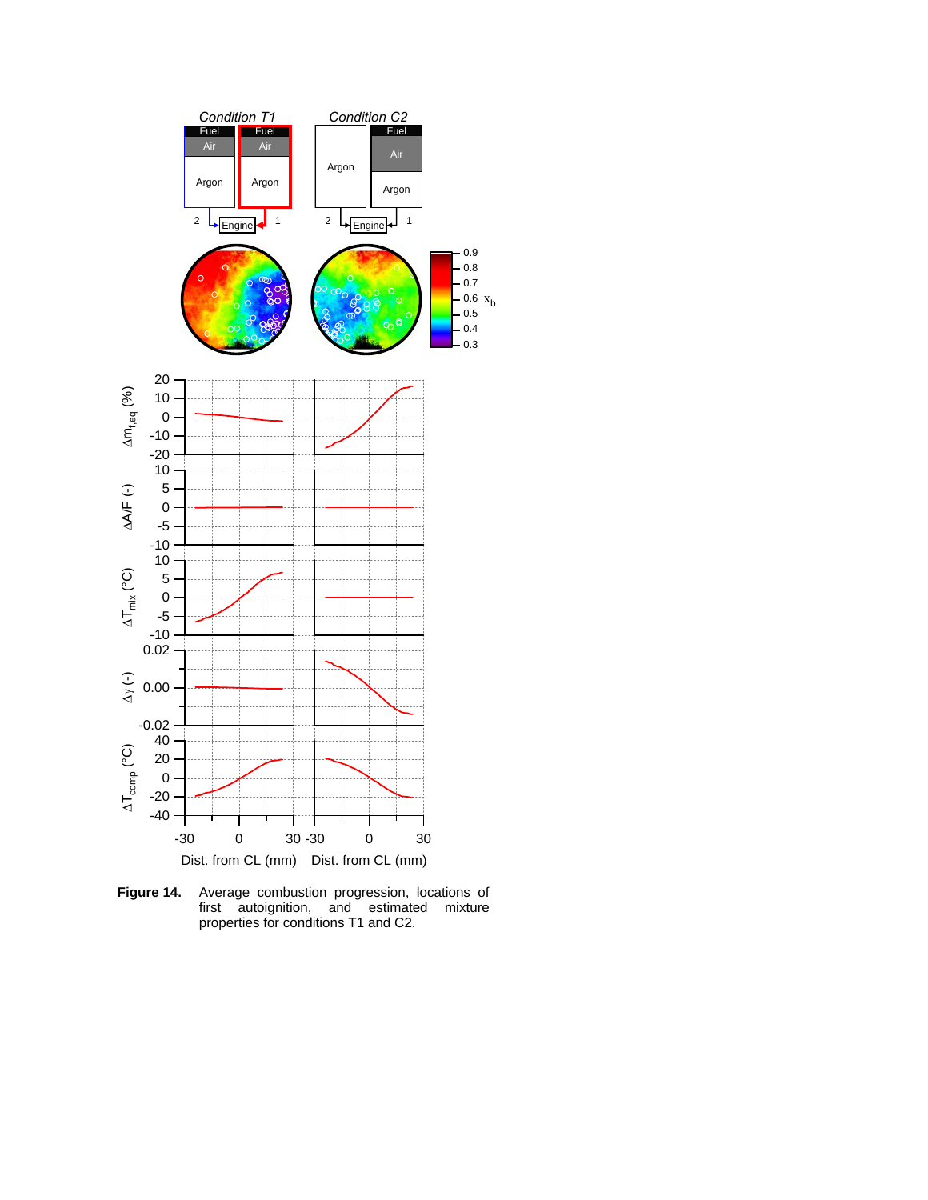**Figure 14.** Average combustion progression, locations of first autoignition, and estimated mixture properties for conditions T1 and C2.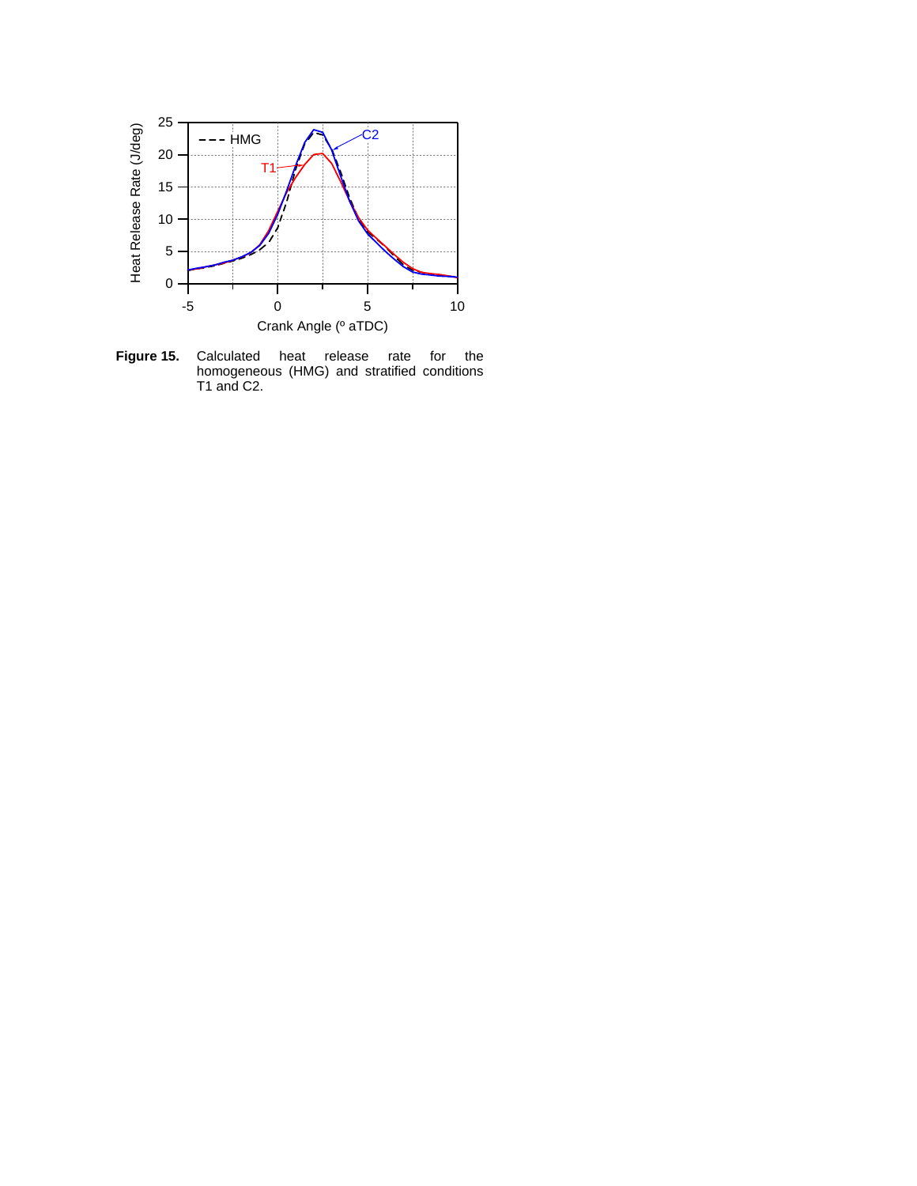**Figure 15.** Calculated heat release rate for the homogeneous (HMG) and stratified conditions T1 and C2.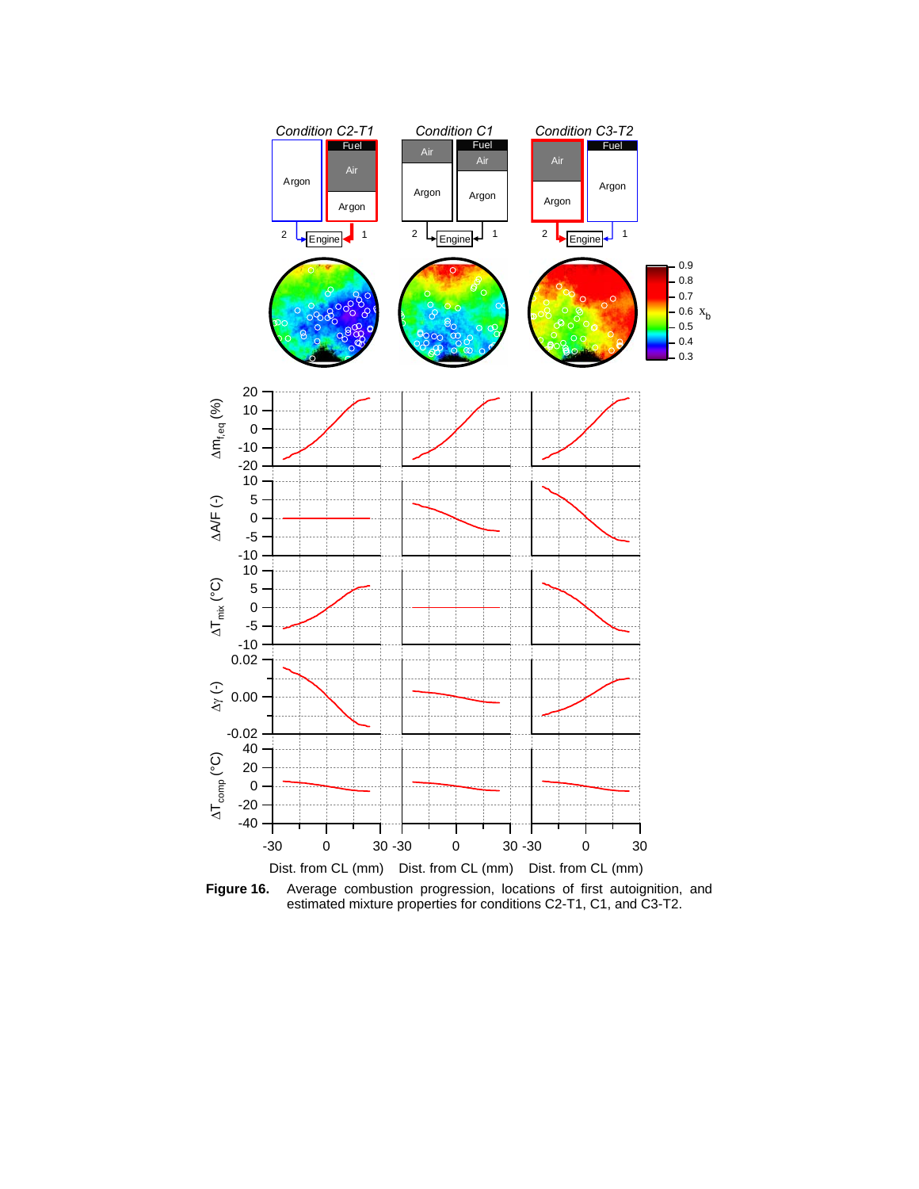**Figure 16.** Average combustion progression, locations of first autoignition, and estimated mixture properties for conditions C2-T1, C1, and C3-T2.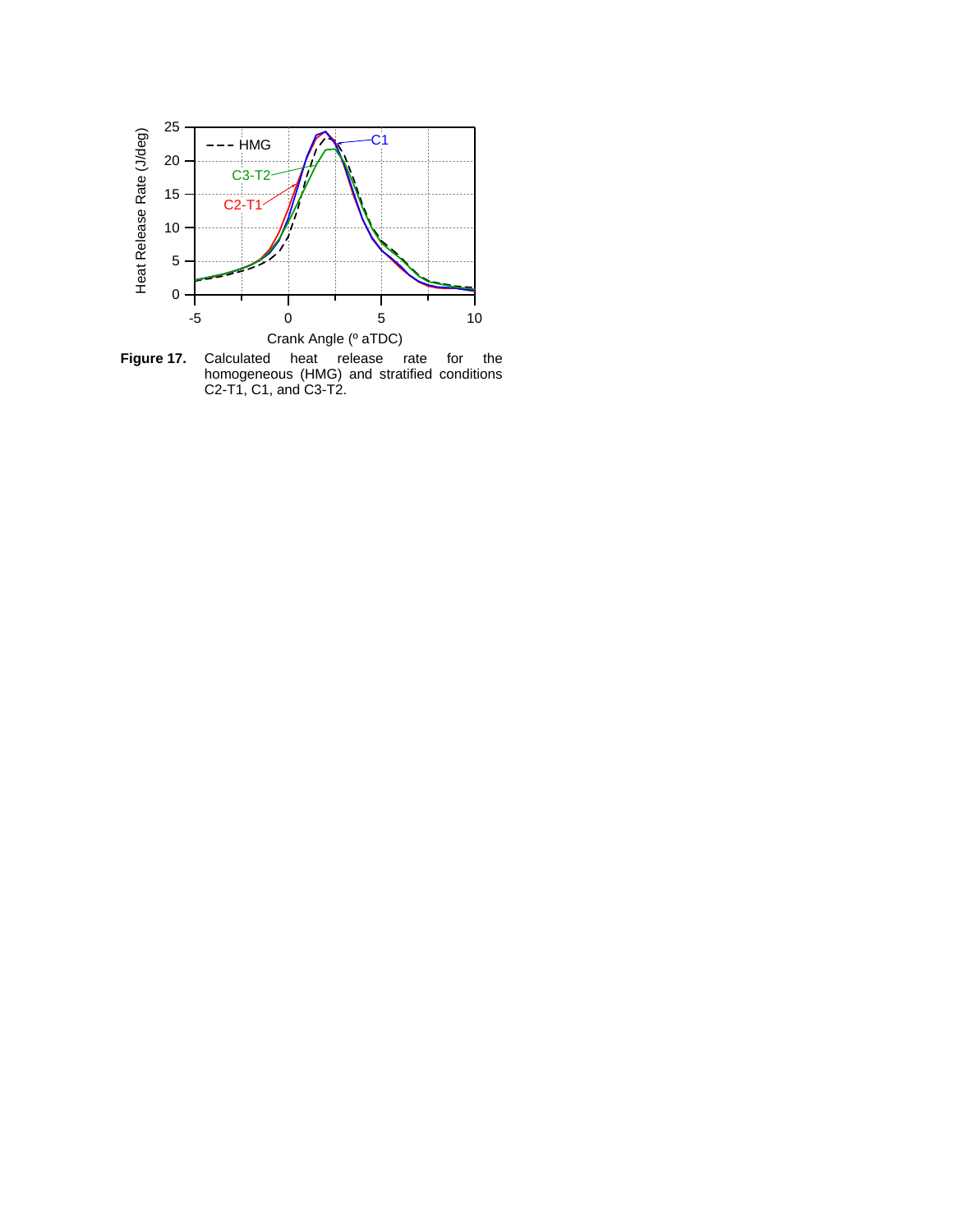**Figure 17.** Calculated heat release rate for the homogeneous (HMG) and stratified conditions C2-T1, C1, and C3-T2.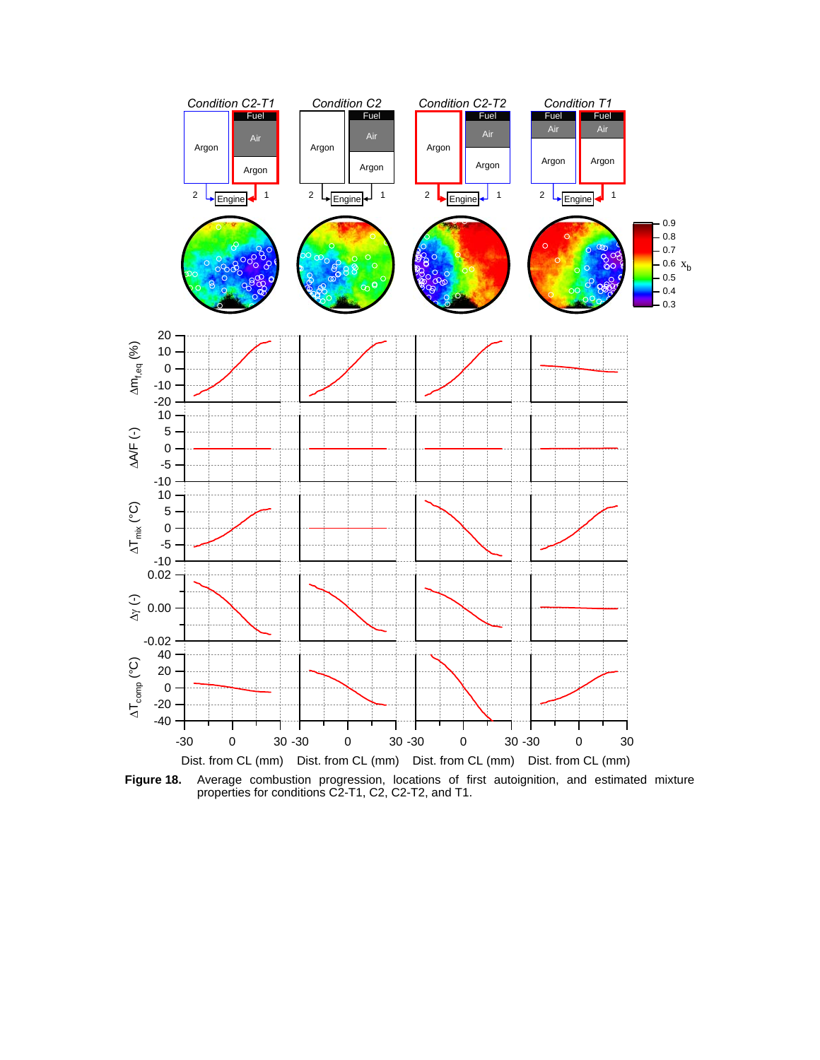**Figure 18.** Average combustion progression, locations of first autoignition, and estimated mixture properties for conditions C2-T1, C2, C2-T2, and T1.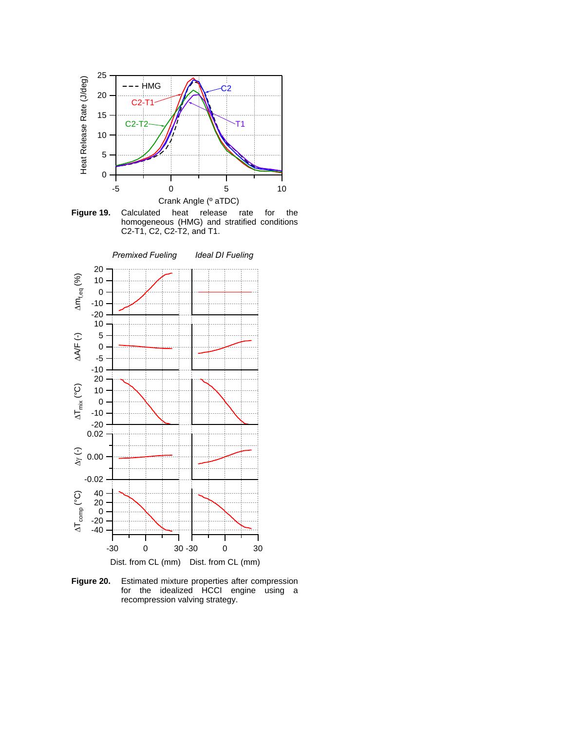**Figure 19.** Calculated heat release rate for the homogeneous (HMG) and stratified conditions C2-T1, C2, C2-T2, and T1.

**Figure 20.** Estimated mixture properties after compression for the idealized HCCI engine using a recompression valving strategy.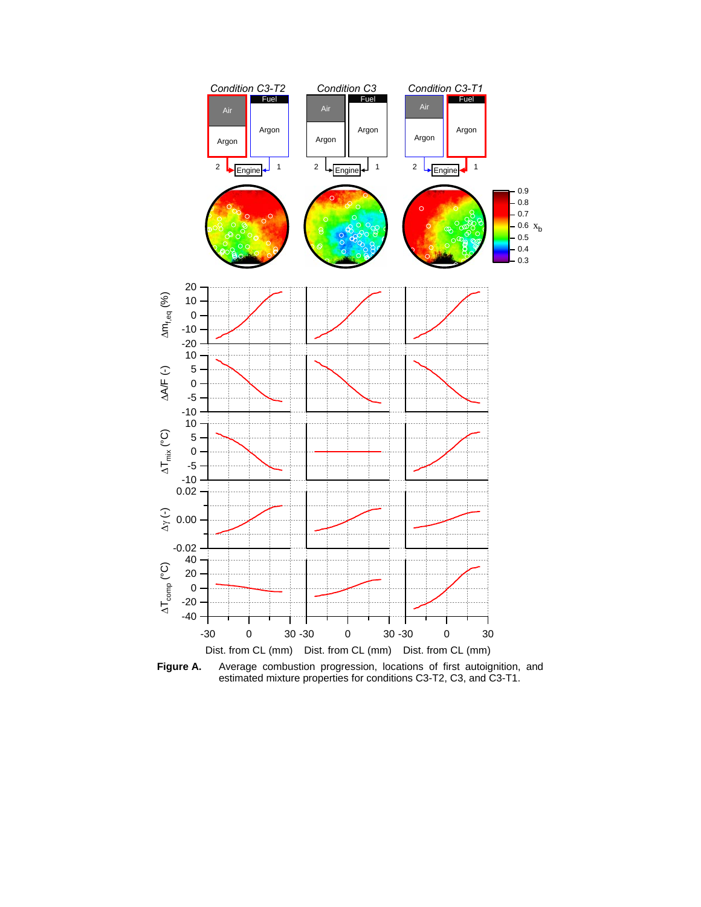**Figure A.** Average combustion progression, locations of first autoignition, and estimated mixture properties for conditions C3-T2, C3, and C3-T1.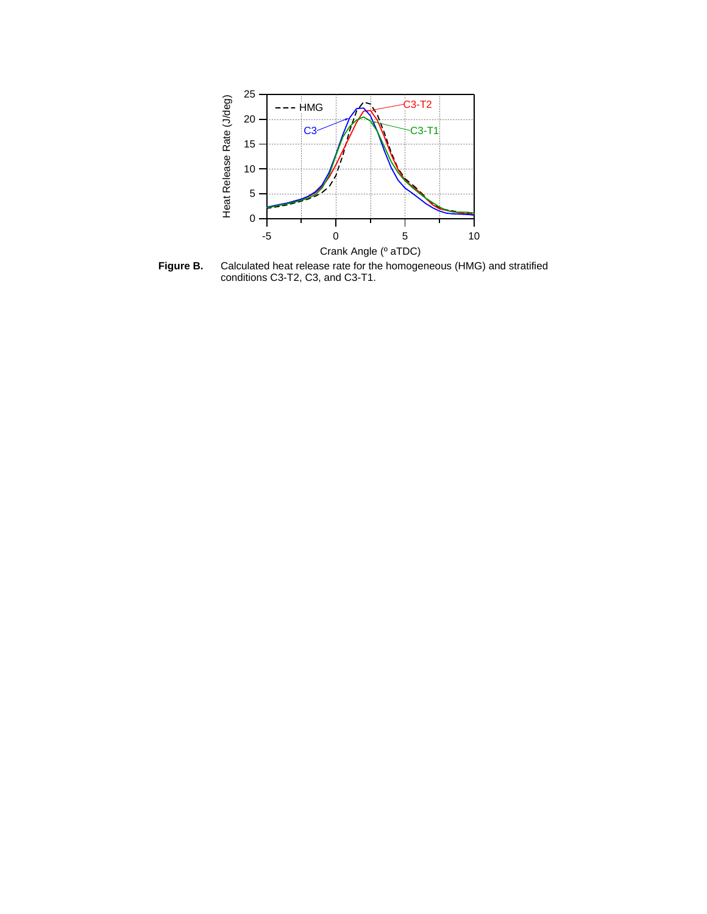25

20

15

10

5

0

Heat Release Rate (J/deg)

-5

0

5

10

Crank Angle (º aTDC)

HMG

C3

C3-T2

C3-T1

**Figure B.** Calculated heat release rate for the homogeneous (HMG) and stratified conditions C3-T2, C3, and C3-T1.